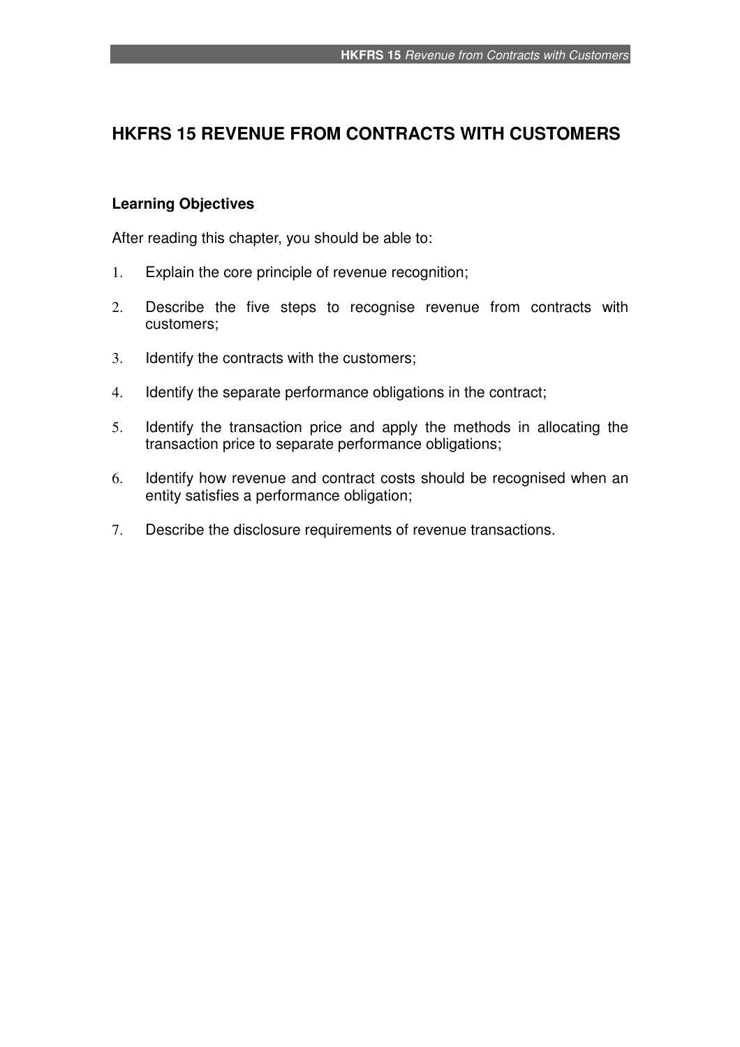# HKFRS 15 REVENUE FROM CONTRACTS WITH CUSTOMERS

## Learning Objectives

After reading this chapter, you should be able to:

1. Explain the core principle of revenue recognition;
2. Describe the five steps to recognise revenue from contracts with customers;
3. Identify the contracts with the customers;
4. Identify the separate performance obligations in the contract;
5. Identify the transaction price and apply the methods in allocating the transaction price to separate performance obligations;
6. Identify how revenue and contract costs should be recognised when an entity satisfies a performance obligation;
7. Describe the disclosure requirements of revenue transactions.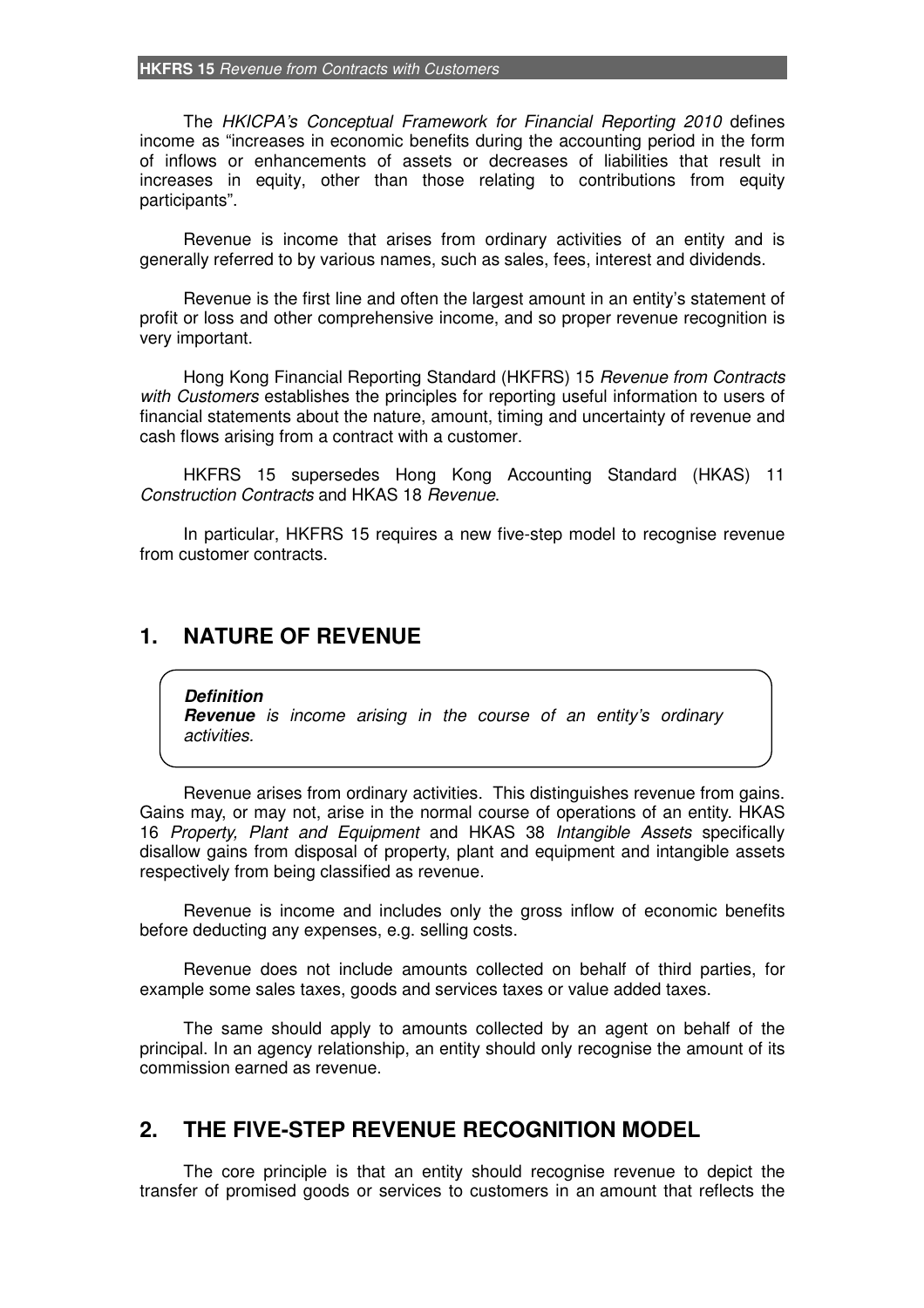The *HKICPA's Conceptual Framework for Financial Reporting 2010* defines income as "increases in economic benefits during the accounting period in the form of inflows or enhancements of assets or decreases of liabilities that result in increases in equity, other than those relating to contributions from equity participants".

Revenue is income that arises from ordinary activities of an entity and is generally referred to by various names, such as sales, fees, interest and dividends.

Revenue is the first line and often the largest amount in an entity's statement of profit or loss and other comprehensive income, and so proper revenue recognition is very important.

Hong Kong Financial Reporting Standard (HKFRS) 15 *Revenue from Contracts with Customers* establishes the principles for reporting useful information to users of financial statements about the nature, amount, timing and uncertainty of revenue and cash flows arising from a contract with a customer.

HKFRS 15 supersedes Hong Kong Accounting Standard (HKAS) 11 *Construction Contracts* and HKAS 18 *Revenue*.

In particular, HKFRS 15 requires a new five-step model to recognise revenue from customer contracts.

## 1. NATURE OF REVENUE

> ***Definition***
> ***Revenue*** *is income arising in the course of an entity's ordinary activities.*

Revenue arises from ordinary activities. This distinguishes revenue from gains. Gains may, or may not, arise in the normal course of operations of an entity. HKAS 16 *Property, Plant and Equipment* and HKAS 38 *Intangible Assets* specifically disallow gains from disposal of property, plant and equipment and intangible assets respectively from being classified as revenue.

Revenue is income and includes only the gross inflow of economic benefits before deducting any expenses, e.g. selling costs.

Revenue does not include amounts collected on behalf of third parties, for example some sales taxes, goods and services taxes or value added taxes.

The same should apply to amounts collected by an agent on behalf of the principal. In an agency relationship, an entity should only recognise the amount of its commission earned as revenue.

## 2. THE FIVE-STEP REVENUE RECOGNITION MODEL

The core principle is that an entity should recognise revenue to depict the transfer of promised goods or services to customers in an amount that reflects the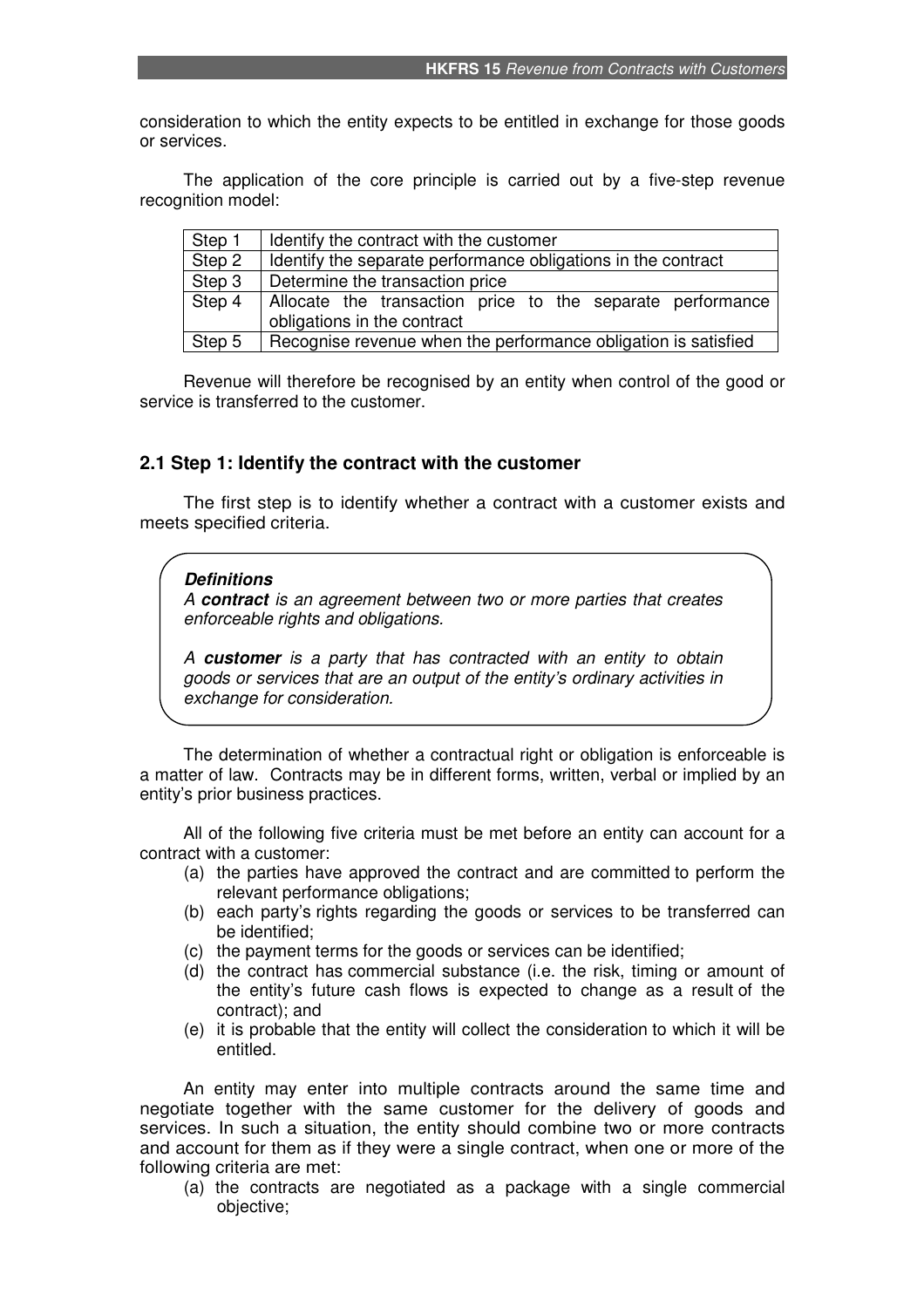consideration to which the entity expects to be entitled in exchange for those goods or services.

The application of the core principle is carried out by a five-step revenue recognition model:

| | |
|---|---|
| Step 1 | Identify the contract with the customer |
| Step 2 | Identify the separate performance obligations in the contract |
| Step 3 | Determine the transaction price |
| Step 4 | Allocate the transaction price to the separate performance obligations in the contract |
| Step 5 | Recognise revenue when the performance obligation is satisfied |

Revenue will therefore be recognised by an entity when control of the good or service is transferred to the customer.

## 2.1 Step 1: Identify the contract with the customer

The first step is to identify whether a contract with a customer exists and meets specified criteria.

> ***Definitions***
>
> *A **contract** is an agreement between two or more parties that creates enforceable rights and obligations.*
>
> *A **customer** is a party that has contracted with an entity to obtain goods or services that are an output of the entity's ordinary activities in exchange for consideration.*

The determination of whether a contractual right or obligation is enforceable is a matter of law. Contracts may be in different forms, written, verbal or implied by an entity's prior business practices.

All of the following five criteria must be met before an entity can account for a contract with a customer:

(a) the parties have approved the contract and are committed to perform the relevant performance obligations;
(b) each party's rights regarding the goods or services to be transferred can be identified;
(c) the payment terms for the goods or services can be identified;
(d) the contract has commercial substance (i.e. the risk, timing or amount of the entity's future cash flows is expected to change as a result of the contract); and
(e) it is probable that the entity will collect the consideration to which it will be entitled.

An entity may enter into multiple contracts around the same time and negotiate together with the same customer for the delivery of goods and services. In such a situation, the entity should combine two or more contracts and account for them as if they were a single contract, when one or more of the following criteria are met:

(a) the contracts are negotiated as a package with a single commercial objective;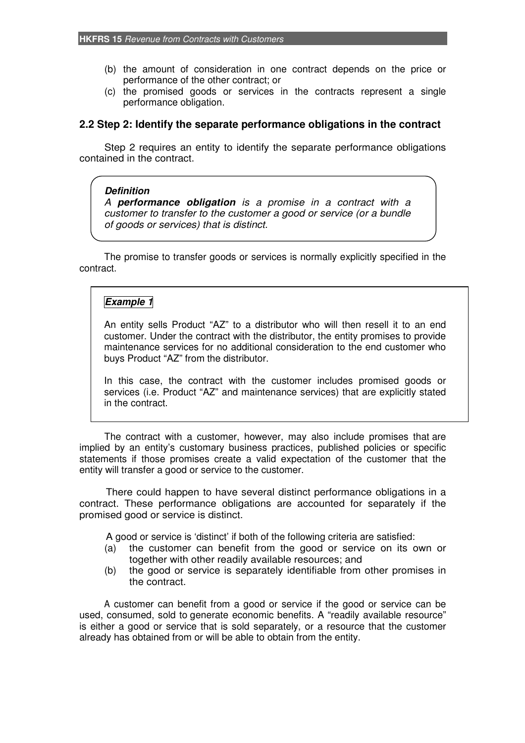(b) the amount of consideration in one contract depends on the price or performance of the other contract; or

(c) the promised goods or services in the contracts represent a single performance obligation.

## 2.2 Step 2: Identify the separate performance obligations in the contract

Step 2 requires an entity to identify the separate performance obligations contained in the contract.

> ***Definition***
>
> *A **performance obligation** is a promise in a contract with a customer to transfer to the customer a good or service (or a bundle of goods or services) that is distinct.*

The promise to transfer goods or services is normally explicitly specified in the contract.

> ***Example 1***
>
> An entity sells Product "AZ" to a distributor who will then resell it to an end customer. Under the contract with the distributor, the entity promises to provide maintenance services for no additional consideration to the end customer who buys Product "AZ" from the distributor.
>
> In this case, the contract with the customer includes promised goods or services (i.e. Product "AZ" and maintenance services) that are explicitly stated in the contract.

The contract with a customer, however, may also include promises that are implied by an entity's customary business practices, published policies or specific statements if those promises create a valid expectation of the customer that the entity will transfer a good or service to the customer.

There could happen to have several distinct performance obligations in a contract. These performance obligations are accounted for separately if the promised good or service is distinct.

A good or service is 'distinct' if both of the following criteria are satisfied:

(a) the customer can benefit from the good or service on its own or together with other readily available resources; and

(b) the good or service is separately identifiable from other promises in the contract.

A customer can benefit from a good or service if the good or service can be used, consumed, sold to generate economic benefits. A "readily available resource" is either a good or service that is sold separately, or a resource that the customer already has obtained from or will be able to obtain from the entity.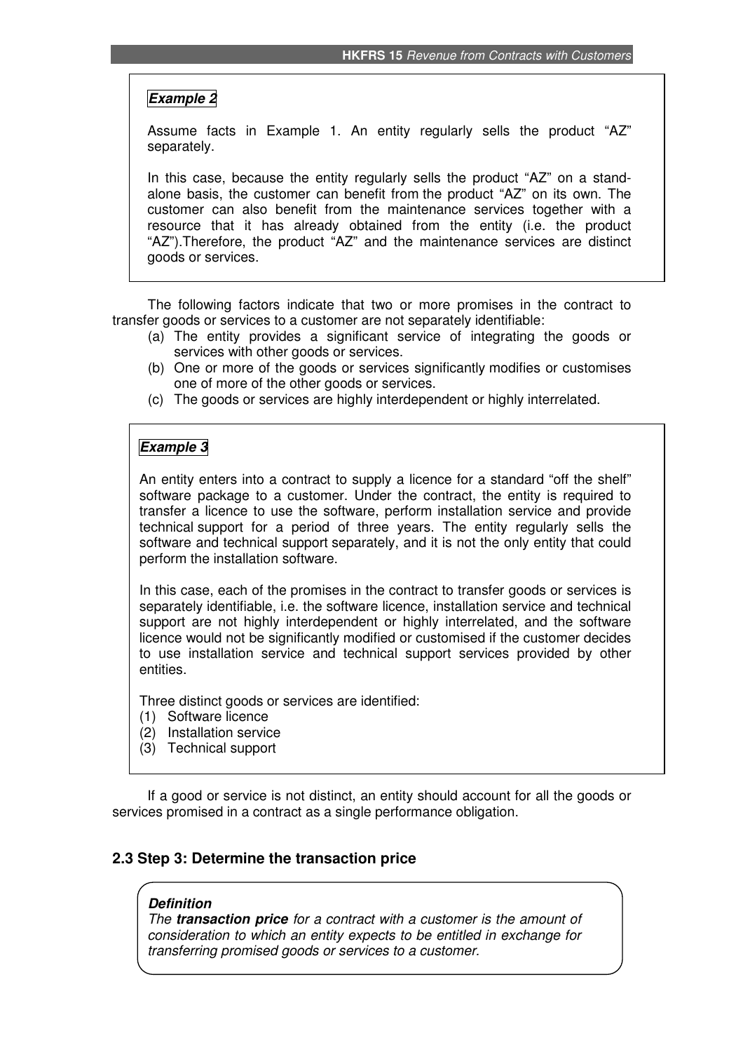***Example 2***

Assume facts in Example 1. An entity regularly sells the product "AZ" separately.

In this case, because the entity regularly sells the product "AZ" on a stand-alone basis, the customer can benefit from the product "AZ" on its own. The customer can also benefit from the maintenance services together with a resource that it has already obtained from the entity (i.e. the product "AZ").Therefore, the product "AZ" and the maintenance services are distinct goods or services.

The following factors indicate that two or more promises in the contract to transfer goods or services to a customer are not separately identifiable:

(a) The entity provides a significant service of integrating the goods or services with other goods or services.
(b) One or more of the goods or services significantly modifies or customises one of more of the other goods or services.
(c) The goods or services are highly interdependent or highly interrelated.

***Example 3***

An entity enters into a contract to supply a licence for a standard "off the shelf" software package to a customer. Under the contract, the entity is required to transfer a licence to use the software, perform installation service and provide technical support for a period of three years. The entity regularly sells the software and technical support separately, and it is not the only entity that could perform the installation software.

In this case, each of the promises in the contract to transfer goods or services is separately identifiable, i.e. the software licence, installation service and technical support are not highly interdependent or highly interrelated, and the software licence would not be significantly modified or customised if the customer decides to use installation service and technical support services provided by other entities.

Three distinct goods or services are identified:

(1) Software licence
(2) Installation service
(3) Technical support

If a good or service is not distinct, an entity should account for all the goods or services promised in a contract as a single performance obligation.

## 2.3 Step 3: Determine the transaction price

***Definition***
*The **transaction price** for a contract with a customer is the amount of consideration to which an entity expects to be entitled in exchange for transferring promised goods or services to a customer.*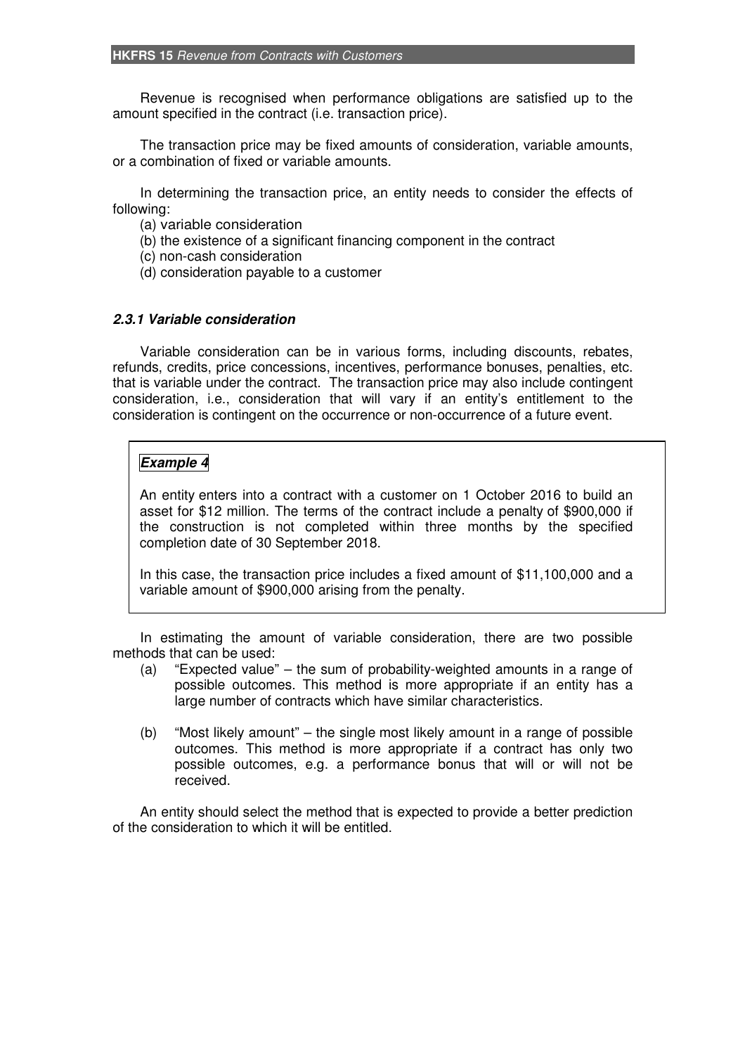Revenue is recognised when performance obligations are satisfied up to the amount specified in the contract (i.e. transaction price).

The transaction price may be fixed amounts of consideration, variable amounts, or a combination of fixed or variable amounts.

In determining the transaction price, an entity needs to consider the effects of following:

(a) variable consideration
(b) the existence of a significant financing component in the contract
(c) non-cash consideration
(d) consideration payable to a customer

#### *2.3.1 Variable consideration*

Variable consideration can be in various forms, including discounts, rebates, refunds, credits, price concessions, incentives, performance bonuses, penalties, etc. that is variable under the contract. The transaction price may also include contingent consideration, i.e., consideration that will vary if an entity's entitlement to the consideration is contingent on the occurrence or non-occurrence of a future event.

> ***Example 4***
>
> An entity enters into a contract with a customer on 1 October 2016 to build an asset for $12 million. The terms of the contract include a penalty of $900,000 if the construction is not completed within three months by the specified completion date of 30 September 2018.
>
> In this case, the transaction price includes a fixed amount of $11,100,000 and a variable amount of $900,000 arising from the penalty.

In estimating the amount of variable consideration, there are two possible methods that can be used:

(a) "Expected value" – the sum of probability-weighted amounts in a range of possible outcomes. This method is more appropriate if an entity has a large number of contracts which have similar characteristics.

(b) "Most likely amount" – the single most likely amount in a range of possible outcomes. This method is more appropriate if a contract has only two possible outcomes, e.g. a performance bonus that will or will not be received.

An entity should select the method that is expected to provide a better prediction of the consideration to which it will be entitled.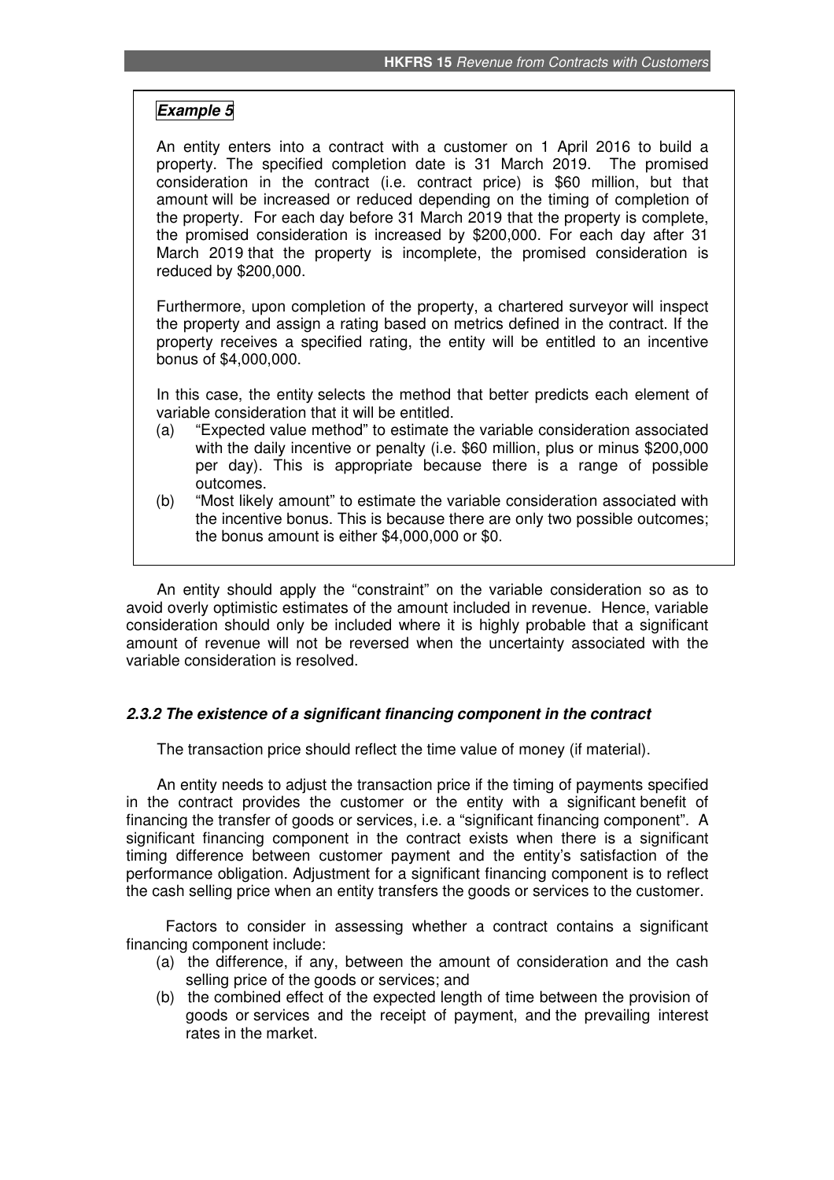***Example 5***

An entity enters into a contract with a customer on 1 April 2016 to build a property. The specified completion date is 31 March 2019. The promised consideration in the contract (i.e. contract price) is $60 million, but that amount will be increased or reduced depending on the timing of completion of the property. For each day before 31 March 2019 that the property is complete, the promised consideration is increased by $200,000. For each day after 31 March 2019 that the property is incomplete, the promised consideration is reduced by $200,000.

Furthermore, upon completion of the property, a chartered surveyor will inspect the property and assign a rating based on metrics defined in the contract. If the property receives a specified rating, the entity will be entitled to an incentive bonus of $4,000,000.

In this case, the entity selects the method that better predicts each element of variable consideration that it will be entitled.

(a) "Expected value method" to estimate the variable consideration associated with the daily incentive or penalty (i.e. $60 million, plus or minus $200,000 per day). This is appropriate because there is a range of possible outcomes.

(b) "Most likely amount" to estimate the variable consideration associated with the incentive bonus. This is because there are only two possible outcomes; the bonus amount is either $4,000,000 or $0.

An entity should apply the "constraint" on the variable consideration so as to avoid overly optimistic estimates of the amount included in revenue. Hence, variable consideration should only be included where it is highly probable that a significant amount of revenue will not be reversed when the uncertainty associated with the variable consideration is resolved.

### *2.3.2 The existence of a significant financing component in the contract*

The transaction price should reflect the time value of money (if material).

An entity needs to adjust the transaction price if the timing of payments specified in the contract provides the customer or the entity with a significant benefit of financing the transfer of goods or services, i.e. a "significant financing component". A significant financing component in the contract exists when there is a significant timing difference between customer payment and the entity's satisfaction of the performance obligation. Adjustment for a significant financing component is to reflect the cash selling price when an entity transfers the goods or services to the customer.

Factors to consider in assessing whether a contract contains a significant financing component include:

(a) the difference, if any, between the amount of consideration and the cash selling price of the goods or services; and

(b) the combined effect of the expected length of time between the provision of goods or services and the receipt of payment, and the prevailing interest rates in the market.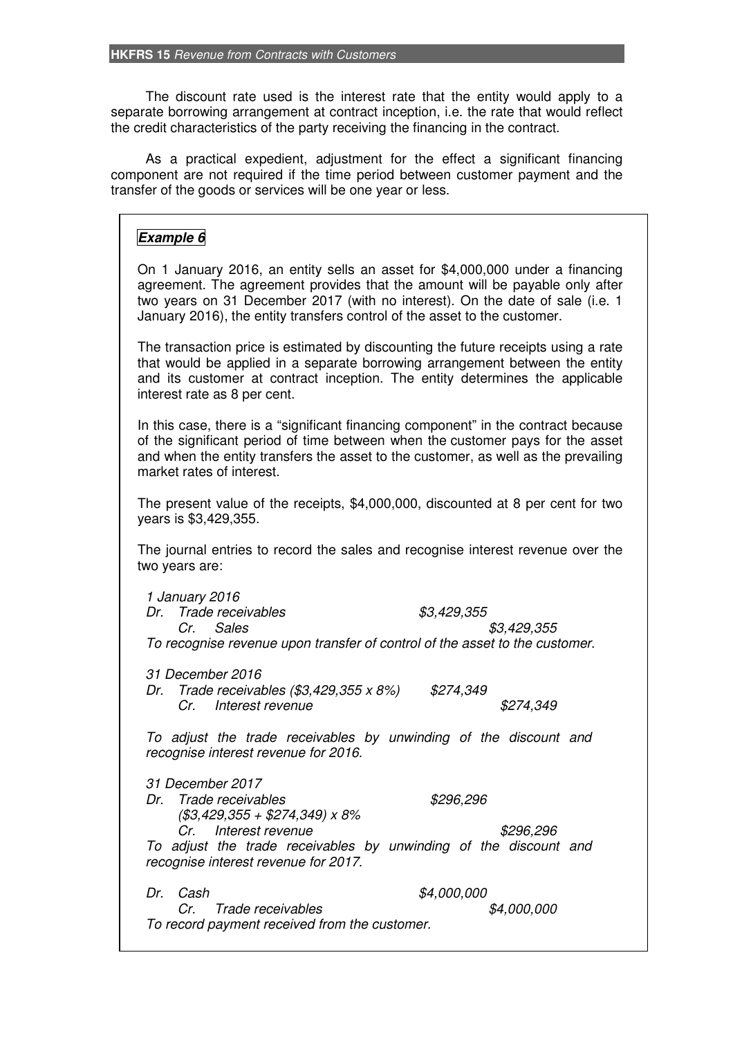The discount rate used is the interest rate that the entity would apply to a separate borrowing arrangement at contract inception, i.e. the rate that would reflect the credit characteristics of the party receiving the financing in the contract.

As a practical expedient, adjustment for the effect a significant financing component are not required if the time period between customer payment and the transfer of the goods or services will be one year or less.

***Example 6***

On 1 January 2016, an entity sells an asset for $4,000,000 under a financing agreement. The agreement provides that the amount will be payable only after two years on 31 December 2017 (with no interest). On the date of sale (i.e. 1 January 2016), the entity transfers control of the asset to the customer.

The transaction price is estimated by discounting the future receipts using a rate that would be applied in a separate borrowing arrangement between the entity and its customer at contract inception. The entity determines the applicable interest rate as 8 per cent.

In this case, there is a "significant financing component" in the contract because of the significant period of time between when the customer pays for the asset and when the entity transfers the asset to the customer, as well as the prevailing market rates of interest.

The present value of the receipts, $4,000,000, discounted at 8 per cent for two years is $3,429,355.

The journal entries to record the sales and recognise interest revenue over the two years are:

*1 January 2016*

| | Dr. | Cr. |
|---|---|---|
| *Dr. Trade receivables* | *$3,429,355* | |
| *Cr. Sales* | | *$3,429,355* |

*To recognise revenue upon transfer of control of the asset to the customer.*

*31 December 2016*

| | Dr. | Cr. |
|---|---|---|
| *Dr. Trade receivables ($3,429,355 x 8%)* | *$274,349* | |
| *Cr. Interest revenue* | | *$274,349* |

*To adjust the trade receivables by unwinding of the discount and recognise interest revenue for 2016.*

*31 December 2017*

| | Dr. | Cr. |
|---|---|---|
| *Dr. Trade receivables ($3,429,355 + $274,349) x 8%* | *$296,296* | |
| *Cr. Interest revenue* | | *$296,296* |

*To adjust the trade receivables by unwinding of the discount and recognise interest revenue for 2017.*

| | Dr. | Cr. |
|---|---|---|
| *Dr. Cash* | *$4,000,000* | |
| *Cr. Trade receivables* | | *$4,000,000* |

*To record payment received from the customer.*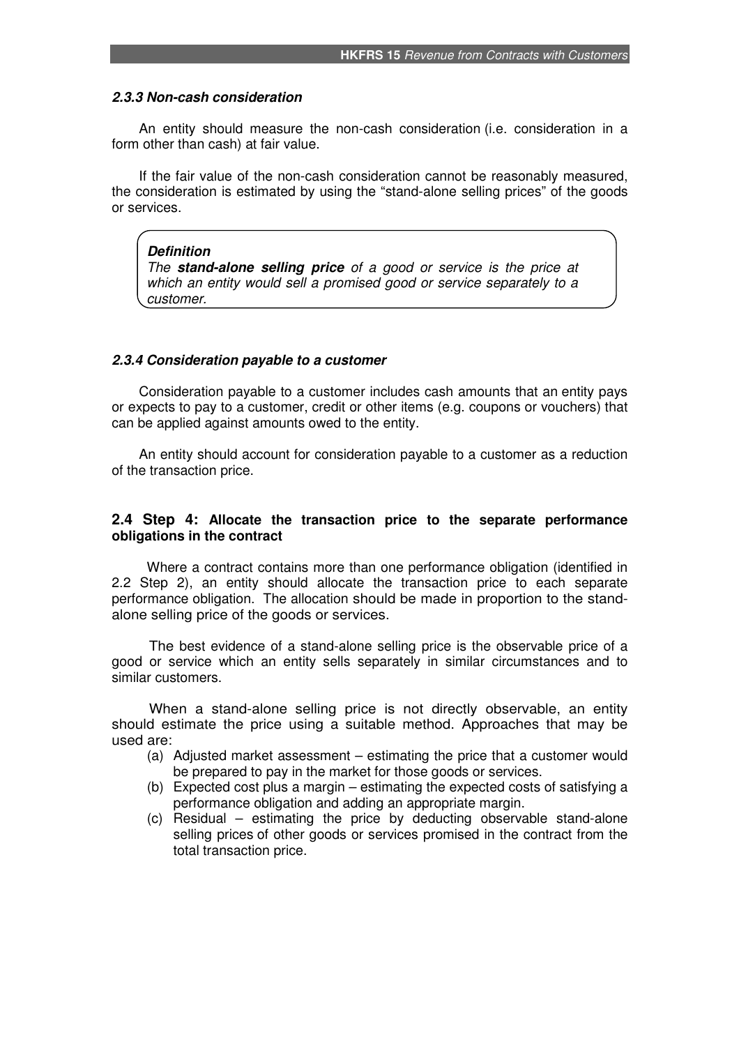#### *2.3.3 Non-cash consideration*

An entity should measure the non-cash consideration (i.e. consideration in a form other than cash) at fair value.

If the fair value of the non-cash consideration cannot be reasonably measured, the consideration is estimated by using the "stand-alone selling prices" of the goods or services.

> ***Definition***
> *The **stand-alone selling price** of a good or service is the price at which an entity would sell a promised good or service separately to a customer.*

#### *2.3.4 Consideration payable to a customer*

Consideration payable to a customer includes cash amounts that an entity pays or expects to pay to a customer, credit or other items (e.g. coupons or vouchers) that can be applied against amounts owed to the entity.

An entity should account for consideration payable to a customer as a reduction of the transaction price.

### 2.4 Step 4: Allocate the transaction price to the separate performance obligations in the contract

Where a contract contains more than one performance obligation (identified in 2.2 Step 2), an entity should allocate the transaction price to each separate performance obligation. The allocation should be made in proportion to the stand-alone selling price of the goods or services.

The best evidence of a stand-alone selling price is the observable price of a good or service which an entity sells separately in similar circumstances and to similar customers.

When a stand-alone selling price is not directly observable, an entity should estimate the price using a suitable method. Approaches that may be used are:

(a) Adjusted market assessment – estimating the price that a customer would be prepared to pay in the market for those goods or services.

(b) Expected cost plus a margin – estimating the expected costs of satisfying a performance obligation and adding an appropriate margin.

(c) Residual – estimating the price by deducting observable stand-alone selling prices of other goods or services promised in the contract from the total transaction price.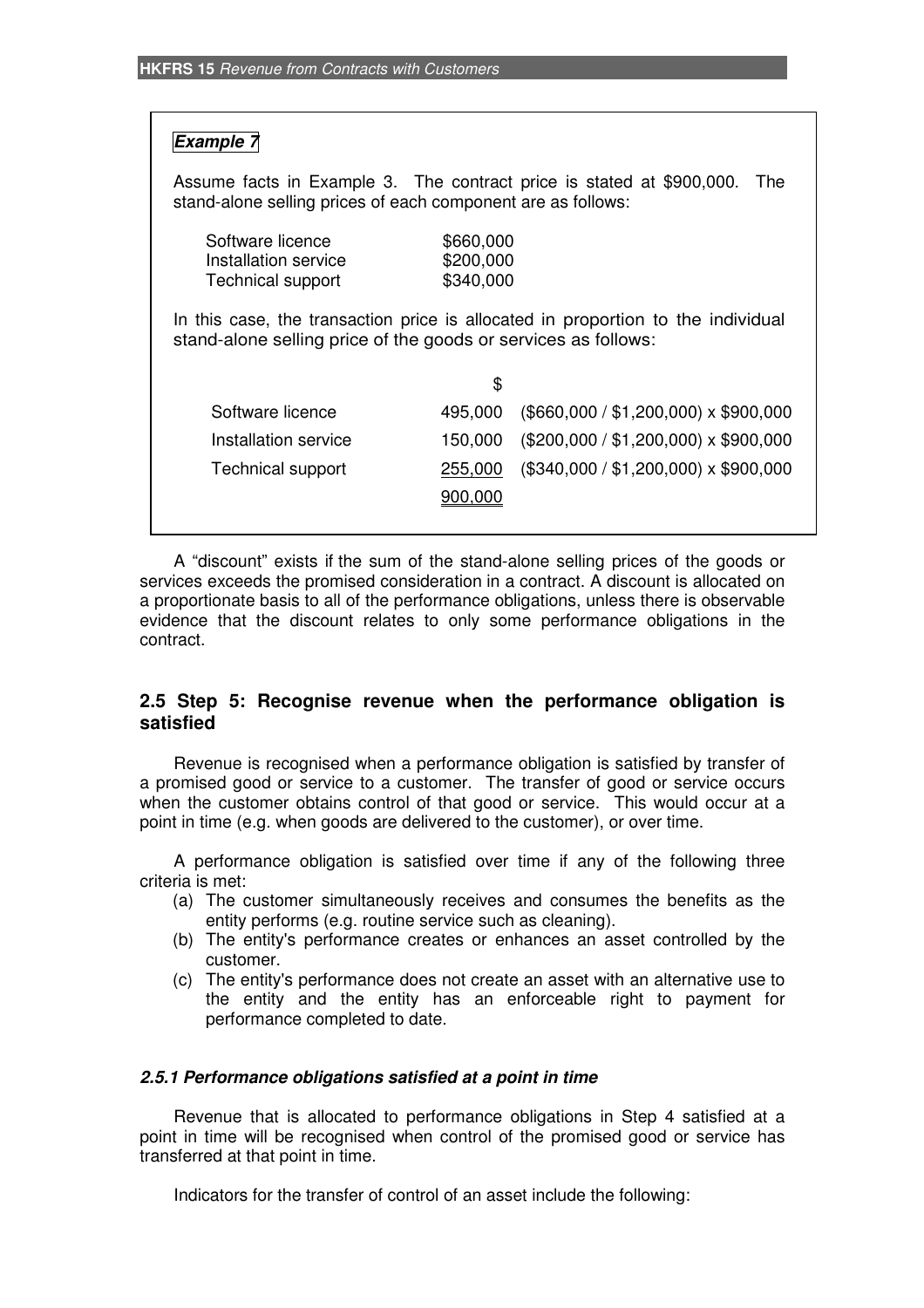***Example 7***

Assume facts in Example 3. The contract price is stated at $900,000. The stand-alone selling prices of each component are as follows:

| | |
|---|---|
| Software licence | $660,000 |
| Installation service | $200,000 |
| Technical support | $340,000 |

In this case, the transaction price is allocated in proportion to the individual stand-alone selling price of the goods or services as follows:

| | $ | |
|---|---|---|
| Software licence | 495,000 | ($660,000 / $1,200,000) x $900,000 |
| Installation service | 150,000 | ($200,000 / $1,200,000) x $900,000 |
| Technical support | 255,000 | ($340,000 / $1,200,000) x $900,000 |
| | 900,000 | |

A "discount" exists if the sum of the stand-alone selling prices of the goods or services exceeds the promised consideration in a contract. A discount is allocated on a proportionate basis to all of the performance obligations, unless there is observable evidence that the discount relates to only some performance obligations in the contract.

## 2.5 Step 5: Recognise revenue when the performance obligation is satisfied

Revenue is recognised when a performance obligation is satisfied by transfer of a promised good or service to a customer. The transfer of good or service occurs when the customer obtains control of that good or service. This would occur at a point in time (e.g. when goods are delivered to the customer), or over time.

A performance obligation is satisfied over time if any of the following three criteria is met:

(a) The customer simultaneously receives and consumes the benefits as the entity performs (e.g. routine service such as cleaning).

(b) The entity's performance creates or enhances an asset controlled by the customer.

(c) The entity's performance does not create an asset with an alternative use to the entity and the entity has an enforceable right to payment for performance completed to date.

### *2.5.1 Performance obligations satisfied at a point in time*

Revenue that is allocated to performance obligations in Step 4 satisfied at a point in time will be recognised when control of the promised good or service has transferred at that point in time.

Indicators for the transfer of control of an asset include the following: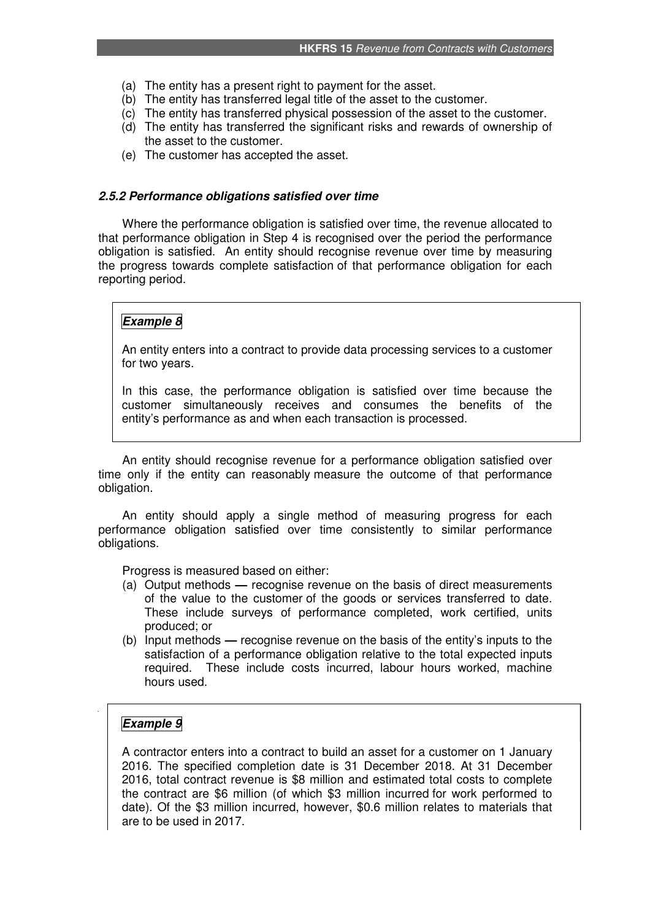(a) The entity has a present right to payment for the asset.
(b) The entity has transferred legal title of the asset to the customer.
(c) The entity has transferred physical possession of the asset to the customer.
(d) The entity has transferred the significant risks and rewards of ownership of the asset to the customer.
(e) The customer has accepted the asset.

#### *2.5.2 Performance obligations satisfied over time*

Where the performance obligation is satisfied over time, the revenue allocated to that performance obligation in Step 4 is recognised over the period the performance obligation is satisfied. An entity should recognise revenue over time by measuring the progress towards complete satisfaction of that performance obligation for each reporting period.

> ***Example 8***
>
> An entity enters into a contract to provide data processing services to a customer for two years.
>
> In this case, the performance obligation is satisfied over time because the customer simultaneously receives and consumes the benefits of the entity's performance as and when each transaction is processed.

An entity should recognise revenue for a performance obligation satisfied over time only if the entity can reasonably measure the outcome of that performance obligation.

An entity should apply a single method of measuring progress for each performance obligation satisfied over time consistently to similar performance obligations.

Progress is measured based on either:

(a) Output methods — recognise revenue on the basis of direct measurements of the value to the customer of the goods or services transferred to date. These include surveys of performance completed, work certified, units produced; or
(b) Input methods — recognise revenue on the basis of the entity's inputs to the satisfaction of a performance obligation relative to the total expected inputs required. These include costs incurred, labour hours worked, machine hours used.

> ***Example 9***
>
> A contractor enters into a contract to build an asset for a customer on 1 January 2016. The specified completion date is 31 December 2018. At 31 December 2016, total contract revenue is $8 million and estimated total costs to complete the contract are $6 million (of which $3 million incurred for work performed to date). Of the $3 million incurred, however, $0.6 million relates to materials that are to be used in 2017.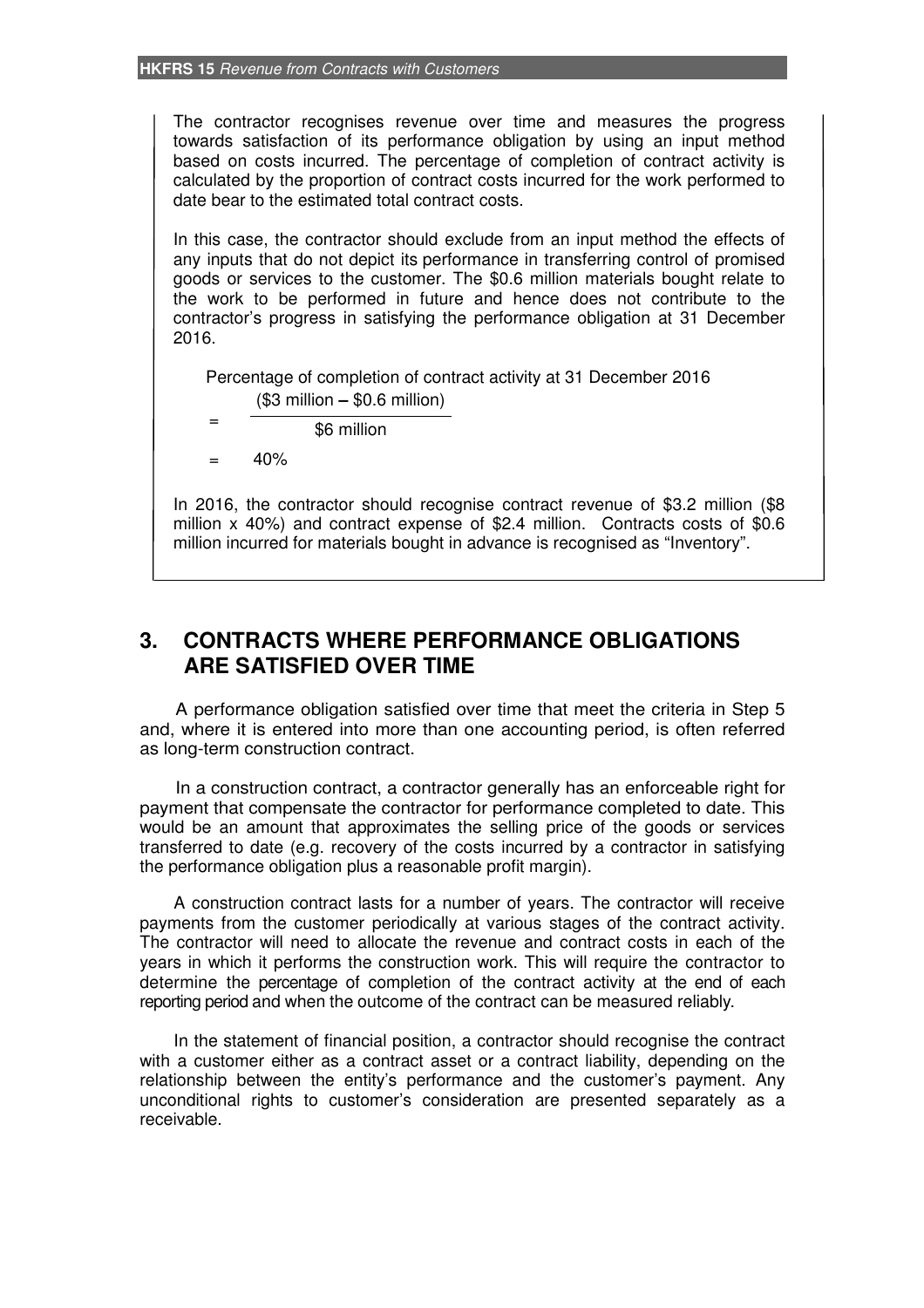The contractor recognises revenue over time and measures the progress towards satisfaction of its performance obligation by using an input method based on costs incurred. The percentage of completion of contract activity is calculated by the proportion of contract costs incurred for the work performed to date bear to the estimated total contract costs.

In this case, the contractor should exclude from an input method the effects of any inputs that do not depict its performance in transferring control of promised goods or services to the customer. The \$0.6 million materials bought relate to the work to be performed in future and hence does not contribute to the contractor's progress in satisfying the performance obligation at 31 December 2016.

Percentage of completion of contract activity at 31 December 2016

$$= \frac{(\$3 \text{ million} - \$0.6 \text{ million})}{\$6 \text{ million}}$$

$$= 40\%$$

In 2016, the contractor should recognise contract revenue of \$3.2 million (\$8 million x 40%) and contract expense of \$2.4 million. Contracts costs of \$0.6 million incurred for materials bought in advance is recognised as "Inventory".

## 3. CONTRACTS WHERE PERFORMANCE OBLIGATIONS ARE SATISFIED OVER TIME

A performance obligation satisfied over time that meet the criteria in Step 5 and, where it is entered into more than one accounting period, is often referred as long-term construction contract.

In a construction contract, a contractor generally has an enforceable right for payment that compensate the contractor for performance completed to date. This would be an amount that approximates the selling price of the goods or services transferred to date (e.g. recovery of the costs incurred by a contractor in satisfying the performance obligation plus a reasonable profit margin).

A construction contract lasts for a number of years. The contractor will receive payments from the customer periodically at various stages of the contract activity. The contractor will need to allocate the revenue and contract costs in each of the years in which it performs the construction work. This will require the contractor to determine the percentage of completion of the contract activity at the end of each reporting period and when the outcome of the contract can be measured reliably.

In the statement of financial position, a contractor should recognise the contract with a customer either as a contract asset or a contract liability, depending on the relationship between the entity's performance and the customer's payment. Any unconditional rights to customer's consideration are presented separately as a receivable.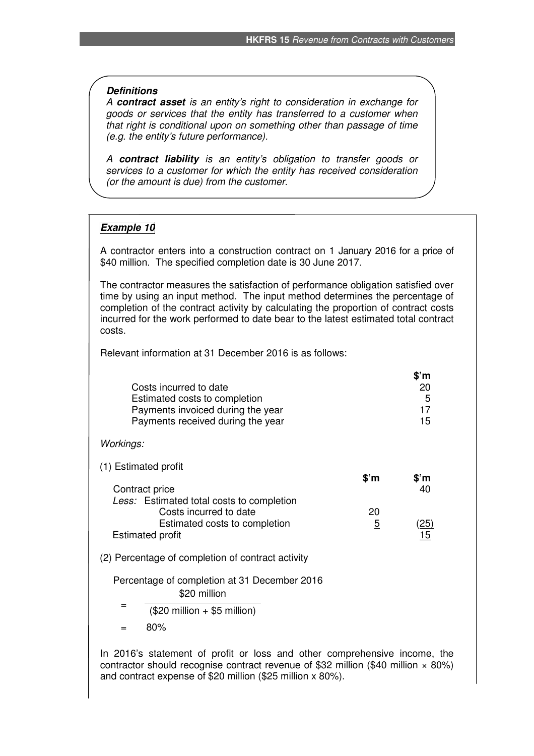***Definitions***

*A **contract asset** is an entity's right to consideration in exchange for goods or services that the entity has transferred to a customer when that right is conditional upon on something other than passage of time (e.g. the entity's future performance).*

*A **contract liability** is an entity's obligation to transfer goods or services to a customer for which the entity has received consideration (or the amount is due) from the customer.*

***Example 10***

A contractor enters into a construction contract on 1 January 2016 for a price of $40 million. The specified completion date is 30 June 2017.

The contractor measures the satisfaction of performance obligation satisfied over time by using an input method. The input method determines the percentage of completion of the contract activity by calculating the proportion of contract costs incurred for the work performed to date bear to the latest estimated total contract costs.

Relevant information at 31 December 2016 is as follows:

| | **$'m** |
|---|---|
| Costs incurred to date | 20 |
| Estimated costs to completion | 5 |
| Payments invoiced during the year | 17 |
| Payments received during the year | 15 |

*Workings:*

(1) Estimated profit

| | **$'m** | **$'m** |
|---|---|---|
| Contract price | | 40 |
| *Less:* Estimated total costs to completion | | |
| Costs incurred to date | 20 | |
| Estimated costs to completion | 5 | (25) |
| Estimated profit | | 15 |

(2) Percentage of completion of contract activity

Percentage of completion at 31 December 2016

$$= \frac{\$20 \text{ million}}{(\$20 \text{ million} + \$5 \text{ million})}$$

$$= 80\%$$

In 2016's statement of profit or loss and other comprehensive income, the contractor should recognise contract revenue of $32 million ($40 million × 80%) and contract expense of $20 million ($25 million x 80%).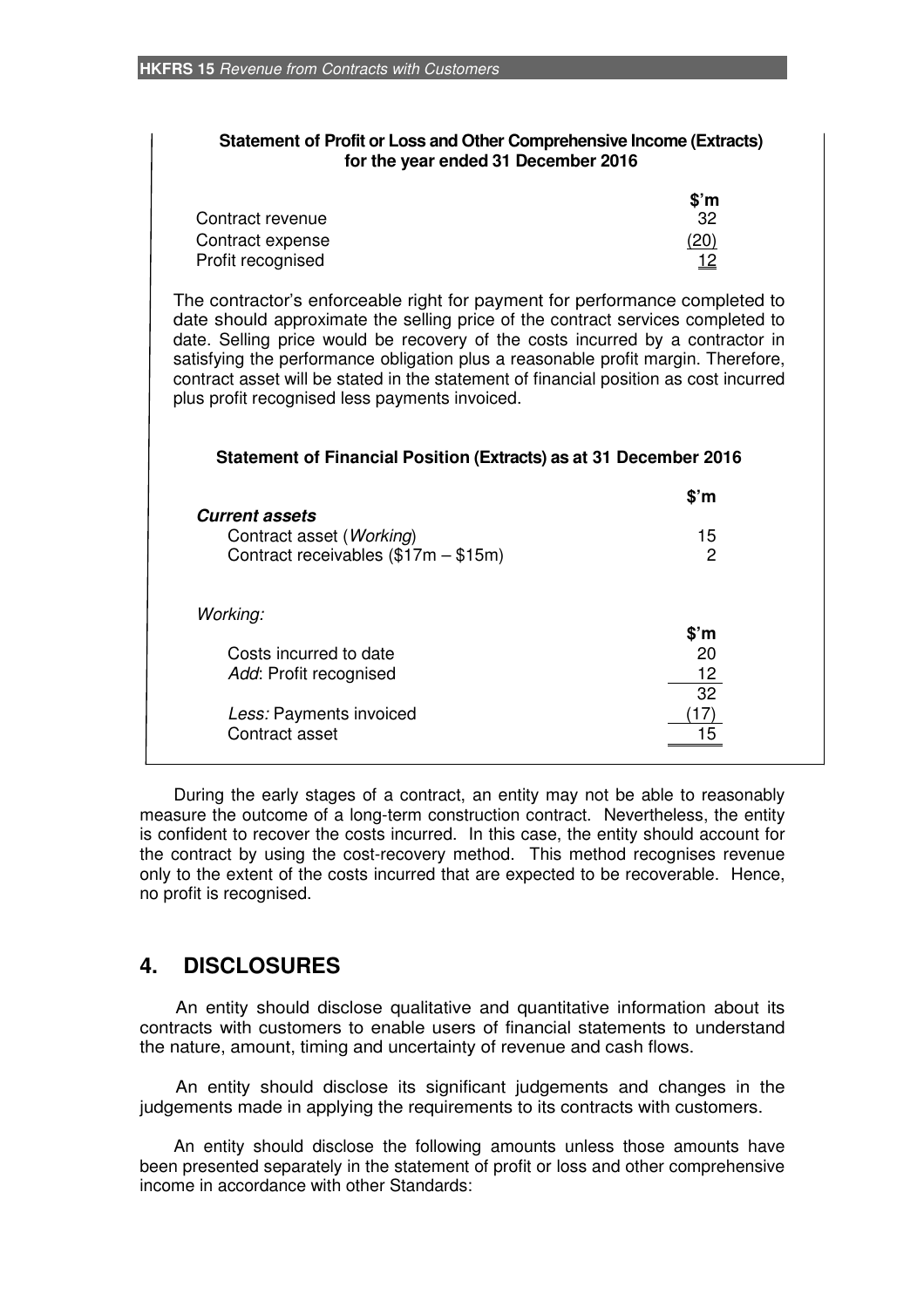**Statement of Profit or Loss and Other Comprehensive Income (Extracts) for the year ended 31 December 2016**

| | $'m |
|---|---|
| Contract revenue | 32 |
| Contract expense | (20) |
| Profit recognised | 12 |

The contractor's enforceable right for payment for performance completed to date should approximate the selling price of the contract services completed to date. Selling price would be recovery of the costs incurred by a contractor in satisfying the performance obligation plus a reasonable profit margin. Therefore, contract asset will be stated in the statement of financial position as cost incurred plus profit recognised less payments invoiced.

**Statement of Financial Position (Extracts) as at 31 December 2016**

| | $'m |
|---|---|
| ***Current assets*** | |
| Contract asset (*Working*) | 15 |
| Contract receivables ($17m – $15m) | 2 |

*Working:*

| | $'m |
|---|---|
| Costs incurred to date | 20 |
| *Add*: Profit recognised | 12 |
| | 32 |
| *Less:* Payments invoiced | (17) |
| Contract asset | 15 |

During the early stages of a contract, an entity may not be able to reasonably measure the outcome of a long-term construction contract. Nevertheless, the entity is confident to recover the costs incurred. In this case, the entity should account for the contract by using the cost-recovery method. This method recognises revenue only to the extent of the costs incurred that are expected to be recoverable. Hence, no profit is recognised.

## 4. DISCLOSURES

An entity should disclose qualitative and quantitative information about its contracts with customers to enable users of financial statements to understand the nature, amount, timing and uncertainty of revenue and cash flows.

An entity should disclose its significant judgements and changes in the judgements made in applying the requirements to its contracts with customers.

An entity should disclose the following amounts unless those amounts have been presented separately in the statement of profit or loss and other comprehensive income in accordance with other Standards: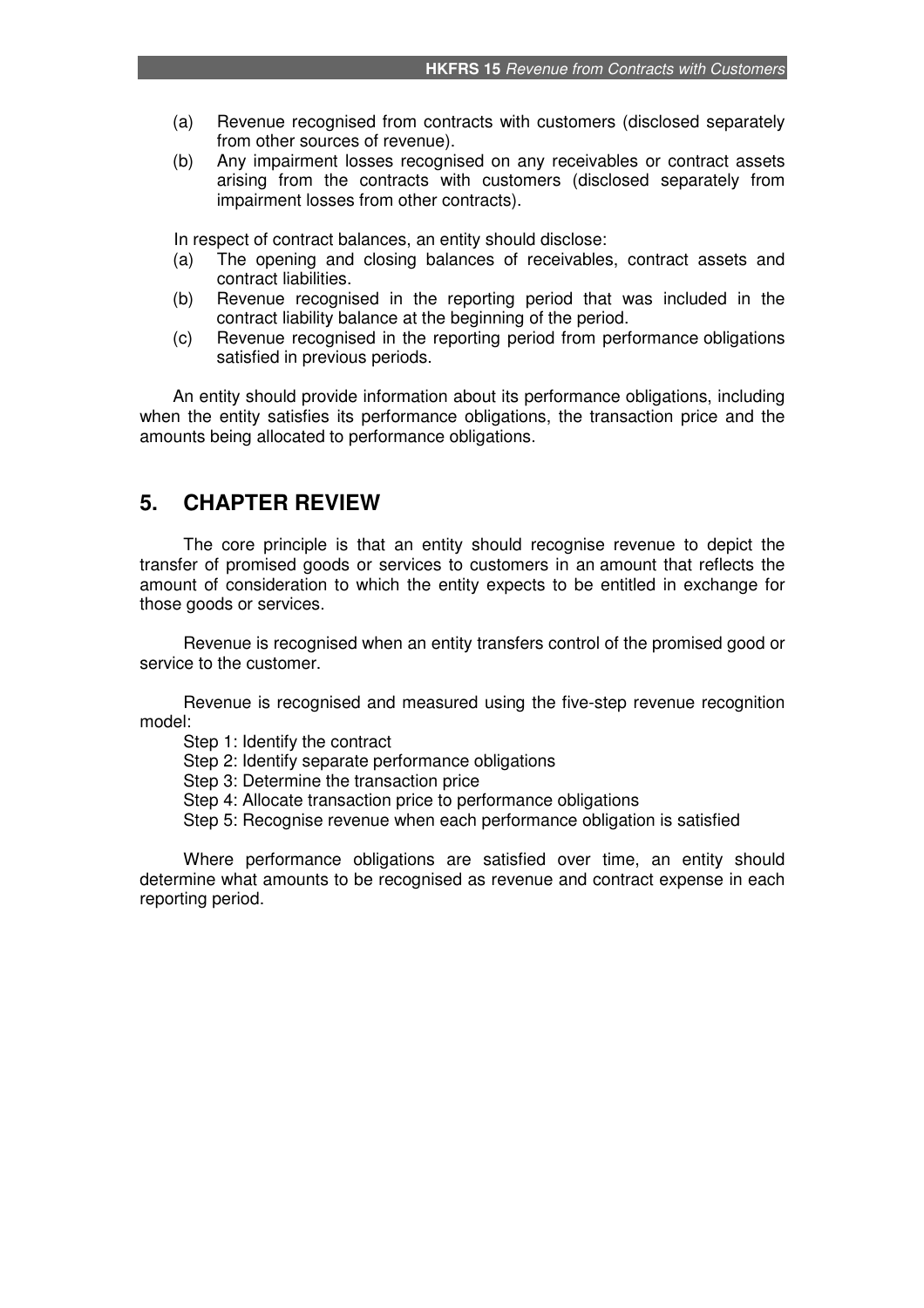(a) Revenue recognised from contracts with customers (disclosed separately from other sources of revenue).
(b) Any impairment losses recognised on any receivables or contract assets arising from the contracts with customers (disclosed separately from impairment losses from other contracts).

In respect of contract balances, an entity should disclose:

(a) The opening and closing balances of receivables, contract assets and contract liabilities.
(b) Revenue recognised in the reporting period that was included in the contract liability balance at the beginning of the period.
(c) Revenue recognised in the reporting period from performance obligations satisfied in previous periods.

An entity should provide information about its performance obligations, including when the entity satisfies its performance obligations, the transaction price and the amounts being allocated to performance obligations.

## 5. CHAPTER REVIEW

The core principle is that an entity should recognise revenue to depict the transfer of promised goods or services to customers in an amount that reflects the amount of consideration to which the entity expects to be entitled in exchange for those goods or services.

Revenue is recognised when an entity transfers control of the promised good or service to the customer.

Revenue is recognised and measured using the five-step revenue recognition model:

Step 1: Identify the contract
Step 2: Identify separate performance obligations
Step 3: Determine the transaction price
Step 4: Allocate transaction price to performance obligations
Step 5: Recognise revenue when each performance obligation is satisfied

Where performance obligations are satisfied over time, an entity should determine what amounts to be recognised as revenue and contract expense in each reporting period.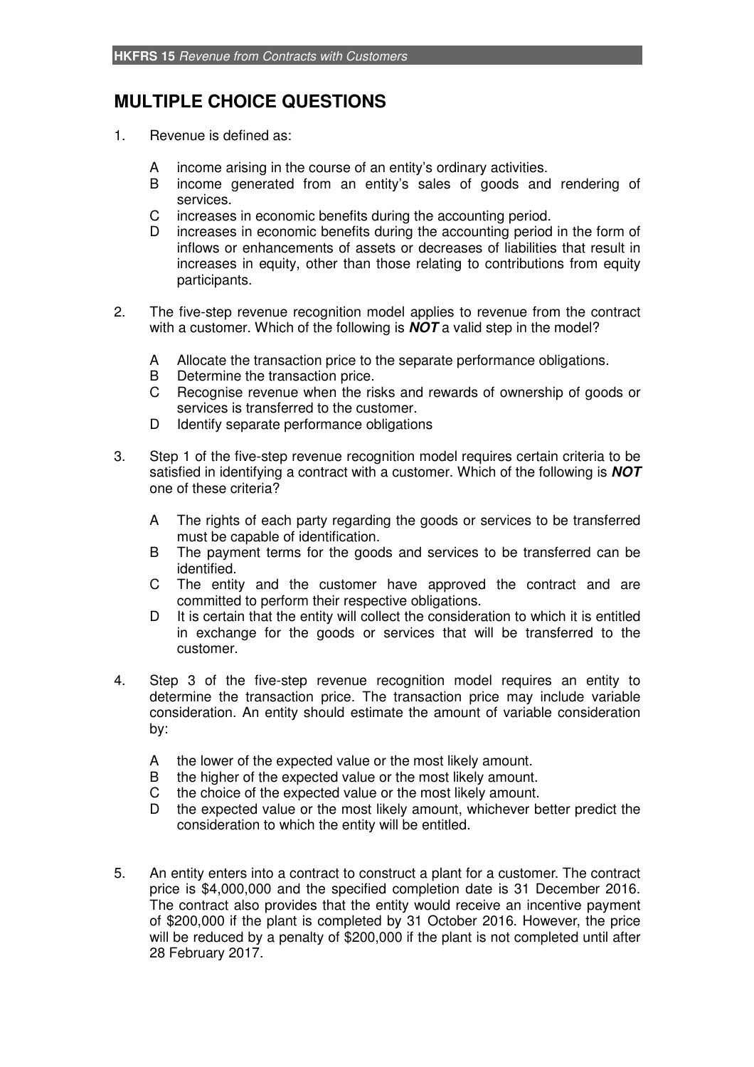## MULTIPLE CHOICE QUESTIONS

1. Revenue is defined as:

   A income arising in the course of an entity's ordinary activities.
   B income generated from an entity's sales of goods and rendering of services.
   C increases in economic benefits during the accounting period.
   D increases in economic benefits during the accounting period in the form of inflows or enhancements of assets or decreases of liabilities that result in increases in equity, other than those relating to contributions from equity participants.

2. The five-step revenue recognition model applies to revenue from the contract with a customer. Which of the following is ***NOT*** a valid step in the model?

   A Allocate the transaction price to the separate performance obligations.
   B Determine the transaction price.
   C Recognise revenue when the risks and rewards of ownership of goods or services is transferred to the customer.
   D Identify separate performance obligations

3. Step 1 of the five-step revenue recognition model requires certain criteria to be satisfied in identifying a contract with a customer. Which of the following is ***NOT*** one of these criteria?

   A The rights of each party regarding the goods or services to be transferred must be capable of identification.
   B The payment terms for the goods and services to be transferred can be identified.
   C The entity and the customer have approved the contract and are committed to perform their respective obligations.
   D It is certain that the entity will collect the consideration to which it is entitled in exchange for the goods or services that will be transferred to the customer.

4. Step 3 of the five-step revenue recognition model requires an entity to determine the transaction price. The transaction price may include variable consideration. An entity should estimate the amount of variable consideration by:

   A the lower of the expected value or the most likely amount.
   B the higher of the expected value or the most likely amount.
   C the choice of the expected value or the most likely amount.
   D the expected value or the most likely amount, whichever better predict the consideration to which the entity will be entitled.

5. An entity enters into a contract to construct a plant for a customer. The contract price is $4,000,000 and the specified completion date is 31 December 2016. The contract also provides that the entity would receive an incentive payment of $200,000 if the plant is completed by 31 October 2016. However, the price will be reduced by a penalty of $200,000 if the plant is not completed until after 28 February 2017.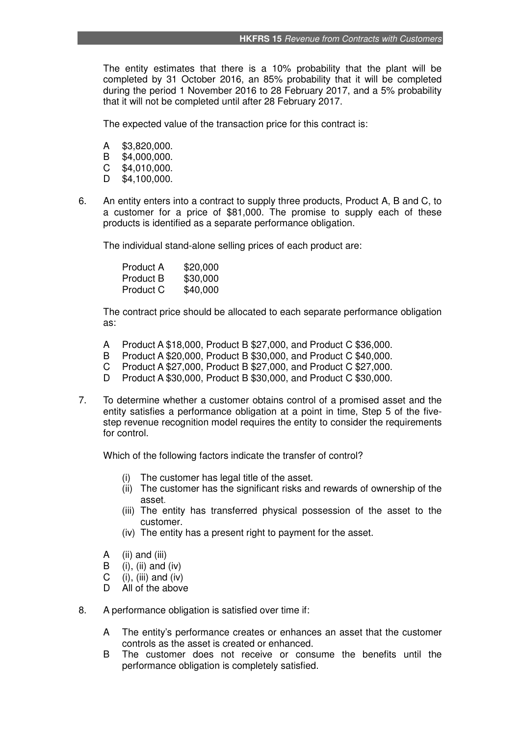The entity estimates that there is a 10% probability that the plant will be completed by 31 October 2016, an 85% probability that it will be completed during the period 1 November 2016 to 28 February 2017, and a 5% probability that it will not be completed until after 28 February 2017.

The expected value of the transaction price for this contract is:

A $3,820,000.
B $4,000,000.
C $4,010,000.
D $4,100,000.

6. An entity enters into a contract to supply three products, Product A, B and C, to a customer for a price of $81,000. The promise to supply each of these products is identified as a separate performance obligation.

 The individual stand-alone selling prices of each product are:

| | |
|---|---|
| Product A | $20,000 |
| Product B | $30,000 |
| Product C | $40,000 |

 The contract price should be allocated to each separate performance obligation as:

 A Product A $18,000, Product B $27,000, and Product C $36,000.
 B Product A $20,000, Product B $30,000, and Product C $40,000.
 C Product A $27,000, Product B $27,000, and Product C $27,000.
 D Product A $30,000, Product B $30,000, and Product C $30,000.

7. To determine whether a customer obtains control of a promised asset and the entity satisfies a performance obligation at a point in time, Step 5 of the five-step revenue recognition model requires the entity to consider the requirements for control.

 Which of the following factors indicate the transfer of control?

 (i) The customer has legal title of the asset.
 (ii) The customer has the significant risks and rewards of ownership of the asset.
 (iii) The entity has transferred physical possession of the asset to the customer.
 (iv) The entity has a present right to payment for the asset.

 A (ii) and (iii)
 B (i), (ii) and (iv)
 C (i), (iii) and (iv)
 D All of the above

8. A performance obligation is satisfied over time if:

 A The entity's performance creates or enhances an asset that the customer controls as the asset is created or enhanced.
 B The customer does not receive or consume the benefits until the performance obligation is completely satisfied.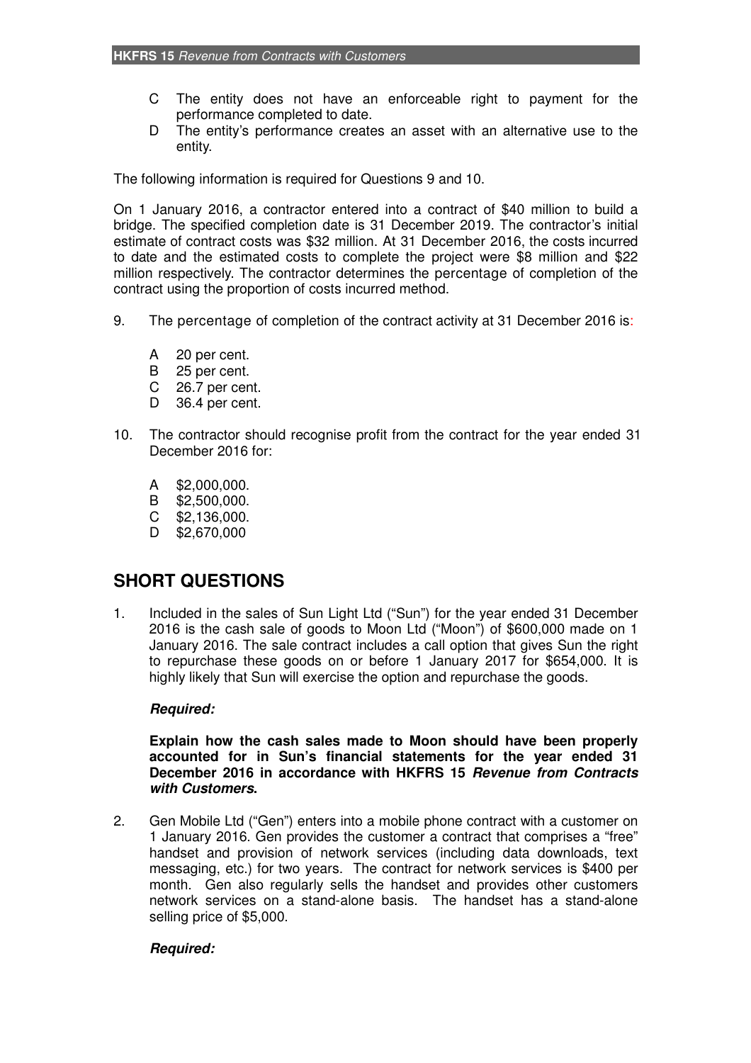C The entity does not have an enforceable right to payment for the performance completed to date.

D The entity's performance creates an asset with an alternative use to the entity.

The following information is required for Questions 9 and 10.

On 1 January 2016, a contractor entered into a contract of $40 million to build a bridge. The specified completion date is 31 December 2019. The contractor's initial estimate of contract costs was $32 million. At 31 December 2016, the costs incurred to date and the estimated costs to complete the project were $8 million and $22 million respectively. The contractor determines the percentage of completion of the contract using the proportion of costs incurred method.

9. The percentage of completion of the contract activity at 31 December 2016 is:

   A 20 per cent.
   B 25 per cent.
   C 26.7 per cent.
   D 36.4 per cent.

10. The contractor should recognise profit from the contract for the year ended 31 December 2016 for:

    A $2,000,000.
    B $2,500,000.
    C $2,136,000.
    D $2,670,000

## SHORT QUESTIONS

1. Included in the sales of Sun Light Ltd ("Sun") for the year ended 31 December 2016 is the cash sale of goods to Moon Ltd ("Moon") of $600,000 made on 1 January 2016. The sale contract includes a call option that gives Sun the right to repurchase these goods on or before 1 January 2017 for $654,000. It is highly likely that Sun will exercise the option and repurchase the goods.

   ***Required:***

   **Explain how the cash sales made to Moon should have been properly accounted for in Sun's financial statements for the year ended 31 December 2016 in accordance with HKFRS 15 *Revenue from Contracts with Customers*.**

2. Gen Mobile Ltd ("Gen") enters into a mobile phone contract with a customer on 1 January 2016. Gen provides the customer a contract that comprises a "free" handset and provision of network services (including data downloads, text messaging, etc.) for two years. The contract for network services is $400 per month. Gen also regularly sells the handset and provides other customers network services on a stand-alone basis. The handset has a stand-alone selling price of $5,000.

   ***Required:***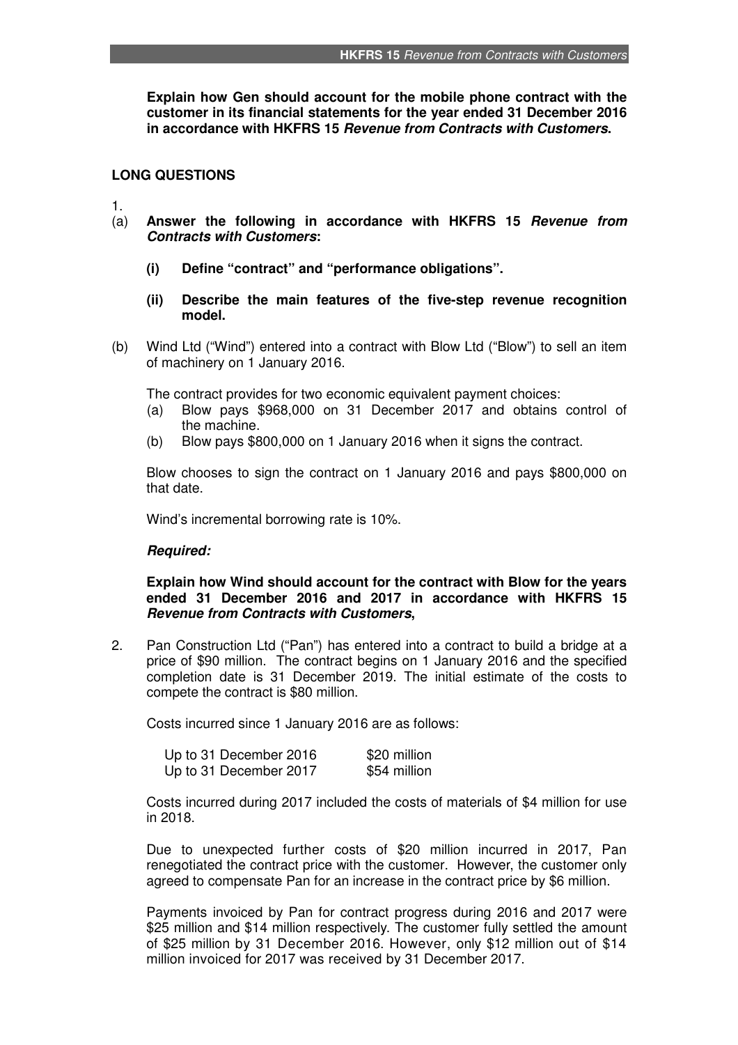**Explain how Gen should account for the mobile phone contract with the customer in its financial statements for the year ended 31 December 2016 in accordance with HKFRS 15 *Revenue from Contracts with Customers*.**

## LONG QUESTIONS

1.

(a) **Answer the following in accordance with HKFRS 15 *Revenue from Contracts with Customers*:**

   **(i) Define "contract" and "performance obligations".**

   **(ii) Describe the main features of the five-step revenue recognition model.**

(b) Wind Ltd ("Wind") entered into a contract with Blow Ltd ("Blow") to sell an item of machinery on 1 January 2016.

The contract provides for two economic equivalent payment choices:

(a) Blow pays $968,000 on 31 December 2017 and obtains control of the machine.

(b) Blow pays $800,000 on 1 January 2016 when it signs the contract.

Blow chooses to sign the contract on 1 January 2016 and pays $800,000 on that date.

Wind's incremental borrowing rate is 10%.

***Required:***

**Explain how Wind should account for the contract with Blow for the years ended 31 December 2016 and 2017 in accordance with HKFRS 15 *Revenue from Contracts with Customers*,**

2. Pan Construction Ltd ("Pan") has entered into a contract to build a bridge at a price of $90 million. The contract begins on 1 January 2016 and the specified completion date is 31 December 2019. The initial estimate of the costs to compete the contract is $80 million.

Costs incurred since 1 January 2016 are as follows:

| | |
|---|---|
| Up to 31 December 2016 | $20 million |
| Up to 31 December 2017 | $54 million |

Costs incurred during 2017 included the costs of materials of $4 million for use in 2018.

Due to unexpected further costs of $20 million incurred in 2017, Pan renegotiated the contract price with the customer. However, the customer only agreed to compensate Pan for an increase in the contract price by $6 million.

Payments invoiced by Pan for contract progress during 2016 and 2017 were $25 million and $14 million respectively. The customer fully settled the amount of $25 million by 31 December 2016. However, only $12 million out of $14 million invoiced for 2017 was received by 31 December 2017.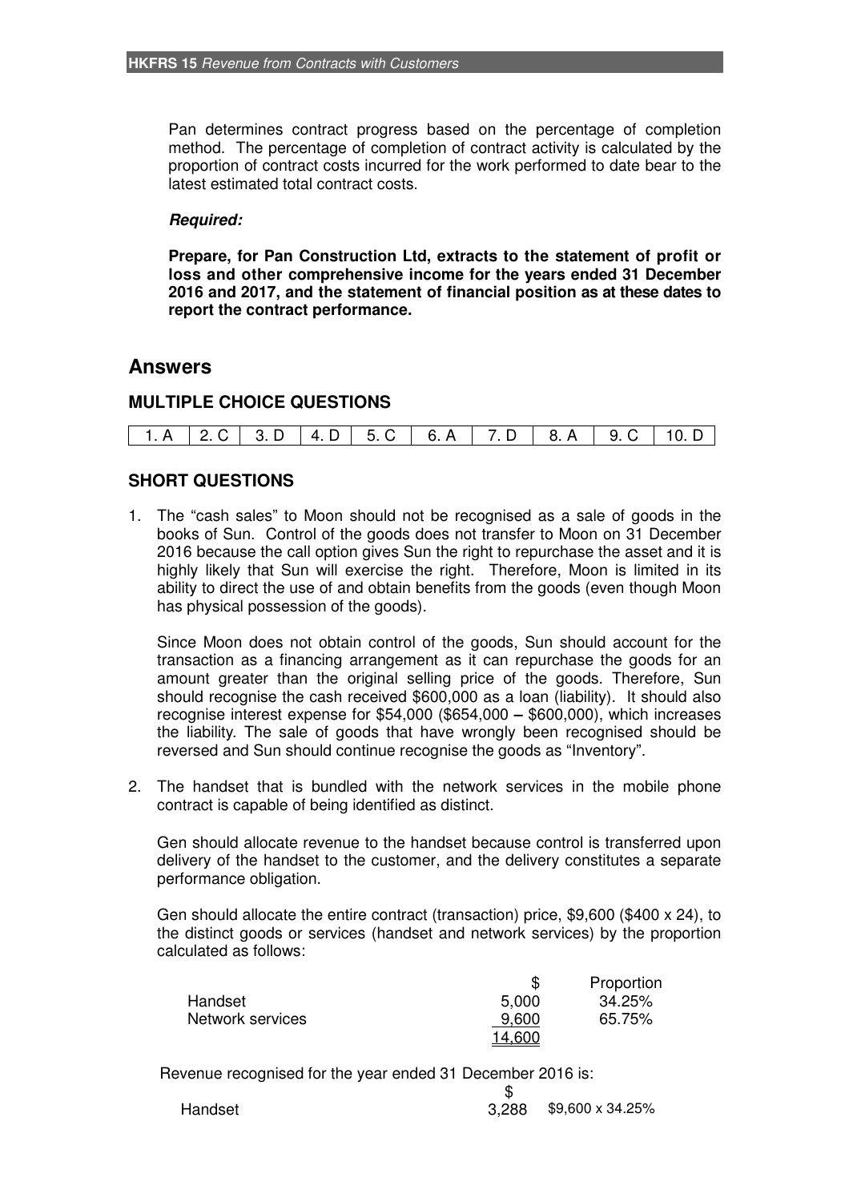Pan determines contract progress based on the percentage of completion method. The percentage of completion of contract activity is calculated by the proportion of contract costs incurred for the work performed to date bear to the latest estimated total contract costs.

***Required:***

**Prepare, for Pan Construction Ltd, extracts to the statement of profit or loss and other comprehensive income for the years ended 31 December 2016 and 2017, and the statement of financial position as at these dates to report the contract performance.**

## Answers

### MULTIPLE CHOICE QUESTIONS

| 1. A | 2. C | 3. D | 4. D | 5. C | 6. A | 7. D | 8. A | 9. C | 10. D |
|---|---|---|---|---|---|---|---|---|---|

### SHORT QUESTIONS

1. The "cash sales" to Moon should not be recognised as a sale of goods in the books of Sun. Control of the goods does not transfer to Moon on 31 December 2016 because the call option gives Sun the right to repurchase the asset and it is highly likely that Sun will exercise the right. Therefore, Moon is limited in its ability to direct the use of and obtain benefits from the goods (even though Moon has physical possession of the goods).

   Since Moon does not obtain control of the goods, Sun should account for the transaction as a financing arrangement as it can repurchase the goods for an amount greater than the original selling price of the goods. Therefore, Sun should recognise the cash received $600,000 as a loan (liability). It should also recognise interest expense for $54,000 ($654,000 – $600,000), which increases the liability. The sale of goods that have wrongly been recognised should be reversed and Sun should continue recognise the goods as "Inventory".

2. The handset that is bundled with the network services in the mobile phone contract is capable of being identified as distinct.

   Gen should allocate revenue to the handset because control is transferred upon delivery of the handset to the customer, and the delivery constitutes a separate performance obligation.

   Gen should allocate the entire contract (transaction) price, $9,600 ($400 x 24), to the distinct goods or services (handset and network services) by the proportion calculated as follows:

| | $ | Proportion |
|---|---|---|
| Handset | 5,000 | 34.25% |
| Network services | 9,600 | 65.75% |
| | 14,600 | |

   Revenue recognised for the year ended 31 December 2016 is:

| | $ | |
|---|---|---|
| Handset | 3,288 | $9,600 x 34.25% |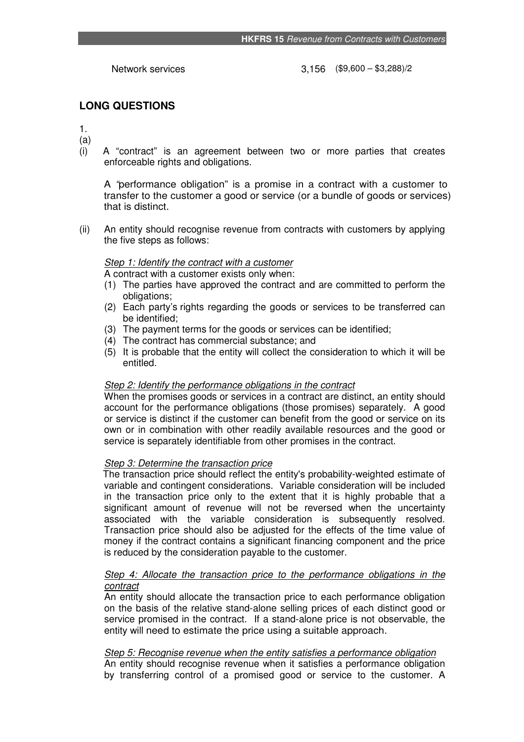| Network services | 3,156 | ($9,600 – $3,288)/2 |
|---|---|---|

## LONG QUESTIONS

1.

(a)

(i) A "contract" is an agreement between two or more parties that creates enforceable rights and obligations.

A "performance obligation" is a promise in a contract with a customer to transfer to the customer a good or service (or a bundle of goods or services) that is distinct.

(ii) An entity should recognise revenue from contracts with customers by applying the five steps as follows:

*Step 1: Identify the contract with a customer*

A contract with a customer exists only when:

1. The parties have approved the contract and are committed to perform the obligations;
2. Each party's rights regarding the goods or services to be transferred can be identified;
3. The payment terms for the goods or services can be identified;
4. The contract has commercial substance; and
5. It is probable that the entity will collect the consideration to which it will be entitled.

*Step 2: Identify the performance obligations in the contract*

When the promises goods or services in a contract are distinct, an entity should account for the performance obligations (those promises) separately. A good or service is distinct if the customer can benefit from the good or service on its own or in combination with other readily available resources and the good or service is separately identifiable from other promises in the contract.

*Step 3: Determine the transaction price*

The transaction price should reflect the entity's probability-weighted estimate of variable and contingent considerations. Variable consideration will be included in the transaction price only to the extent that it is highly probable that a significant amount of revenue will not be reversed when the uncertainty associated with the variable consideration is subsequently resolved. Transaction price should also be adjusted for the effects of the time value of money if the contract contains a significant financing component and the price is reduced by the consideration payable to the customer.

*Step 4: Allocate the transaction price to the performance obligations in the contract*

An entity should allocate the transaction price to each performance obligation on the basis of the relative stand-alone selling prices of each distinct good or service promised in the contract. If a stand-alone price is not observable, the entity will need to estimate the price using a suitable approach.

*Step 5: Recognise revenue when the entity satisfies a performance obligation*

An entity should recognise revenue when it satisfies a performance obligation by transferring control of a promised good or service to the customer. A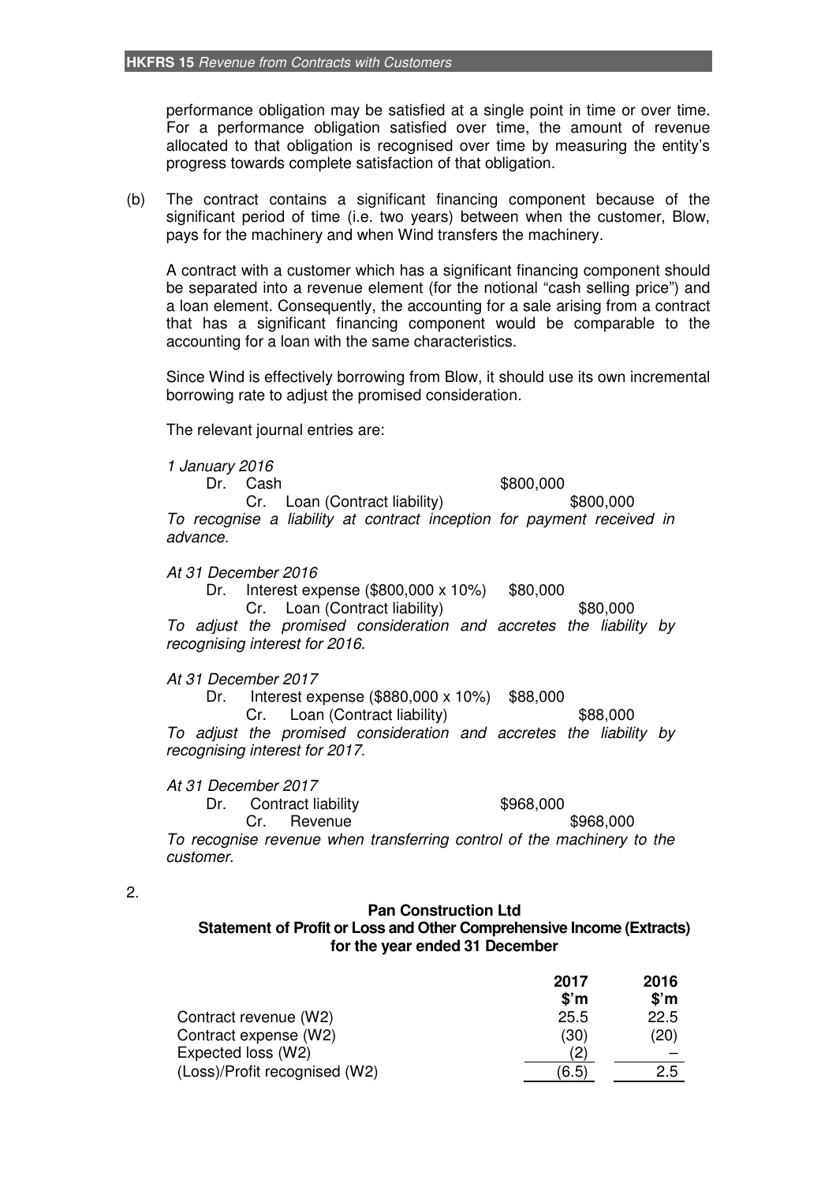performance obligation may be satisfied at a single point in time or over time. For a performance obligation satisfied over time, the amount of revenue allocated to that obligation is recognised over time by measuring the entity's progress towards complete satisfaction of that obligation.

(b) The contract contains a significant financing component because of the significant period of time (i.e. two years) between when the customer, Blow, pays for the machinery and when Wind transfers the machinery.

A contract with a customer which has a significant financing component should be separated into a revenue element (for the notional "cash selling price") and a loan element. Consequently, the accounting for a sale arising from a contract that has a significant financing component would be comparable to the accounting for a loan with the same characteristics.

Since Wind is effectively borrowing from Blow, it should use its own incremental borrowing rate to adjust the promised consideration.

The relevant journal entries are:

*1 January 2016*

| | | |
|---|---|---|
| Dr. Cash | $800,000 | |
| Cr. Loan (Contract liability) | | $800,000 |

*To recognise a liability at contract inception for payment received in advance.*

*At 31 December 2016*

| | | |
|---|---|---|
| Dr. Interest expense ($800,000 x 10%) | $80,000 | |
| Cr. Loan (Contract liability) | | $80,000 |

*To adjust the promised consideration and accretes the liability by recognising interest for 2016.*

*At 31 December 2017*

| | | |
|---|---|---|
| Dr. Interest expense ($880,000 x 10%) | $88,000 | |
| Cr. Loan (Contract liability) | | $88,000 |

*To adjust the promised consideration and accretes the liability by recognising interest for 2017.*

*At 31 December 2017*

| | | |
|---|---|---|
| Dr. Contract liability | $968,000 | |
| Cr. Revenue | | $968,000 |

*To recognise revenue when transferring control of the machinery to the customer.*

2.

**Pan Construction Ltd**
**Statement of Profit or Loss and Other Comprehensive Income (Extracts)**
**for the year ended 31 December**

| | 2017 $'m | 2016 $'m |
|---|---|---|
| Contract revenue (W2) | 25.5 | 22.5 |
| Contract expense (W2) | (30) | (20) |
| Expected loss (W2) | (2) | – |
| (Loss)/Profit recognised (W2) | (6.5) | 2.5 |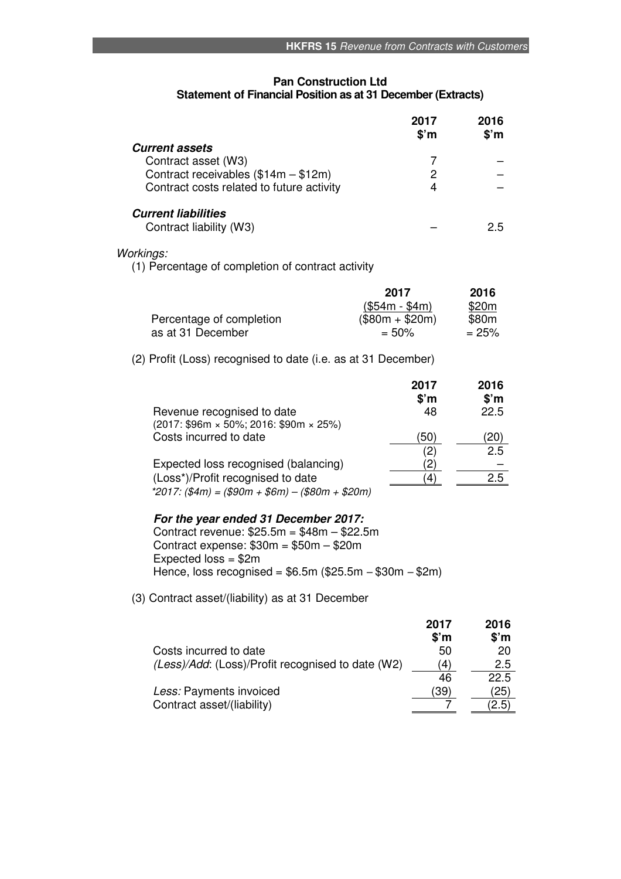**Pan Construction Ltd**
**Statement of Financial Position as at 31 December (Extracts)**

| | 2017 $'m | 2016 $'m |
|---|---|---|
| ***Current assets*** | | |
| Contract asset (W3) | 7 | – |
| Contract receivables ($14m – $12m) | 2 | – |
| Contract costs related to future activity | 4 | – |
| ***Current liabilities*** | | |
| Contract liability (W3) | – | 2.5 |

*Workings:*

(1) Percentage of completion of contract activity

| | 2017 | 2016 |
|---|---|---|
| Percentage of completion as at 31 December | ($54m - $4m) / ($80m + $20m) = 50% | $20m / $80m = 25% |

(2) Profit (Loss) recognised to date (i.e. as at 31 December)

| | 2017 $'m | 2016 $'m |
|---|---|---|
| Revenue recognised to date (2017: $96m × 50%; 2016: $90m × 25%) | 48 | 22.5 |
| Costs incurred to date | (50) | (20) |
| | (2) | 2.5 |
| Expected loss recognised (balancing) | (2) | – |
| (Loss*)/Profit recognised to date | (4) | 2.5 |

*\*2017: ($4m) = ($90m + $6m) – ($80m + $20m)*

***For the year ended 31 December 2017:***

Contract revenue: $25.5m = $48m – $22.5m
Contract expense: $30m = $50m – $20m
Expected loss = $2m
Hence, loss recognised = $6.5m ($25.5m – $30m – $2m)

(3) Contract asset/(liability) as at 31 December

| | 2017 $'m | 2016 $'m |
|---|---|---|
| Costs incurred to date | 50 | 20 |
| *(Less)/Add*: (Loss)/Profit recognised to date (W2) | (4) | 2.5 |
| | 46 | 22.5 |
| *Less:* Payments invoiced | (39) | (25) |
| Contract asset/(liability) | 7 | (2.5) |